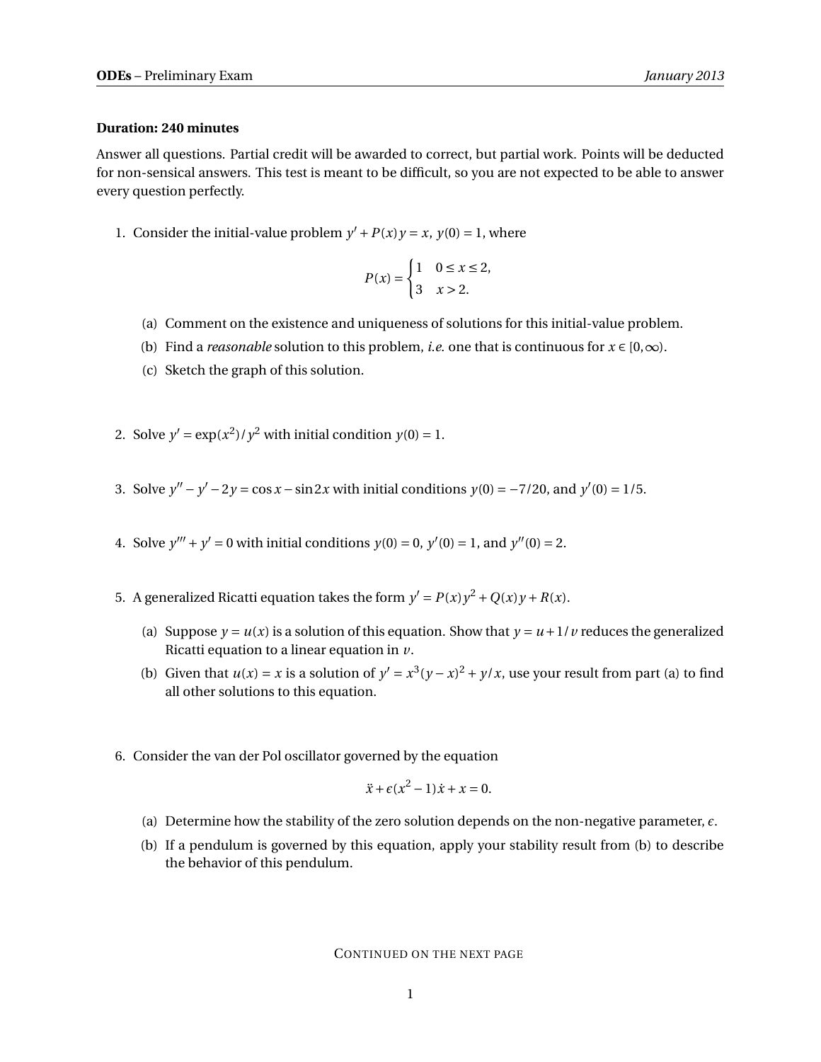**Duration: 240 minutes**

Answer all questions. Partial credit will be awarded to correct, but partial work. Points will be deducted for non-sensical answers. This test is meant to be difficult, so you are not expected to be able to answer every question perfectly.

1. Consider the initial-value problem $y' + P(x)y = x$, $y(0) = 1$, where

$$P(x) = \begin{cases} 1 & 0 \le x \le 2, \\ 3 & x > 2. \end{cases}$$

   (a) Comment on the existence and uniqueness of solutions for this initial-value problem.

   (b) Find a *reasonable* solution to this problem, *i.e.* one that is continuous for $x \in [0, \infty)$.

   (c) Sketch the graph of this solution.

2. Solve $y' = \exp(x^2)/y^2$ with initial condition $y(0) = 1$.

3. Solve $y'' - y' - 2y = \cos x - \sin 2x$ with initial conditions $y(0) = -7/20$, and $y'(0) = 1/5$.

4. Solve $y''' + y' = 0$ with initial conditions $y(0) = 0$, $y'(0) = 1$, and $y''(0) = 2$.

5. A generalized Ricatti equation takes the form $y' = P(x)y^2 + Q(x)y + R(x)$.

   (a) Suppose $y = u(x)$ is a solution of this equation. Show that $y = u + 1/v$ reduces the generalized Ricatti equation to a linear equation in $v$.

   (b) Given that $u(x) = x$ is a solution of $y' = x^3(y - x)^2 + y/x$, use your result from part (a) to find all other solutions to this equation.

6. Consider the van der Pol oscillator governed by the equation

$$\ddot{x} + \epsilon(x^2 - 1)\dot{x} + x = 0.$$

   (a) Determine how the stability of the zero solution depends on the non-negative parameter, $\epsilon$.

   (b) If a pendulum is governed by this equation, apply your stability result from (b) to describe the behavior of this pendulum.

CONTINUED ON THE NEXT PAGE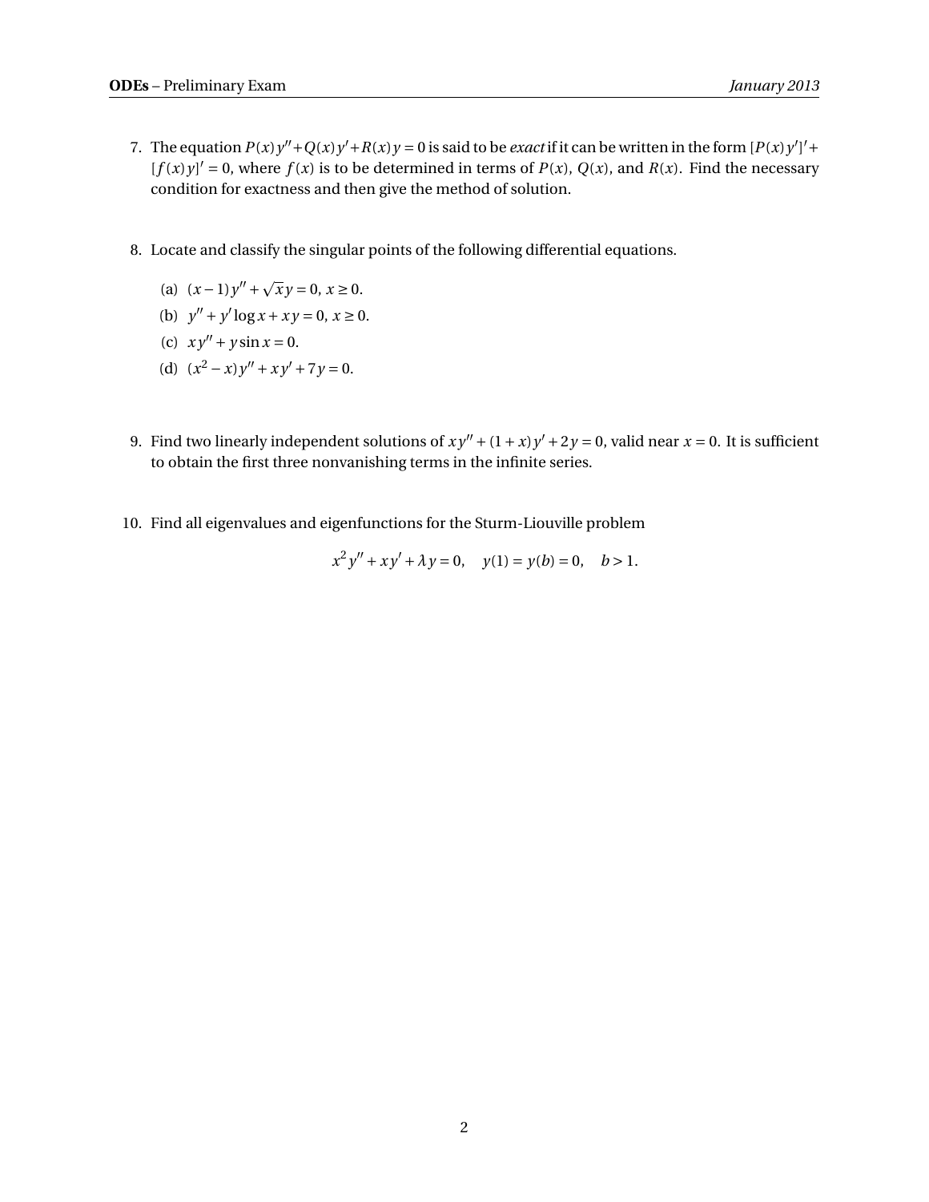7. The equation $P(x)y'' + Q(x)y' + R(x)y = 0$ is said to be *exact* if it can be written in the form $[P(x)y']' + [f(x)y]' = 0$, where $f(x)$ is to be determined in terms of $P(x)$, $Q(x)$, and $R(x)$. Find the necessary condition for exactness and then give the method of solution.

8. Locate and classify the singular points of the following differential equations.

   (a) $(x-1)y'' + \sqrt{x}\,y = 0$, $x \geq 0$.

   (b) $y'' + y' \log x + xy = 0$, $x \geq 0$.

   (c) $xy'' + y \sin x = 0$.

   (d) $(x^2 - x)y'' + xy' + 7y = 0$.

9. Find two linearly independent solutions of $xy'' + (1+x)y' + 2y = 0$, valid near $x = 0$. It is sufficient to obtain the first three nonvanishing terms in the infinite series.

10. Find all eigenvalues and eigenfunctions for the Sturm-Liouville problem

$$x^2 y'' + xy' + \lambda y = 0, \quad y(1) = y(b) = 0, \quad b > 1.$$